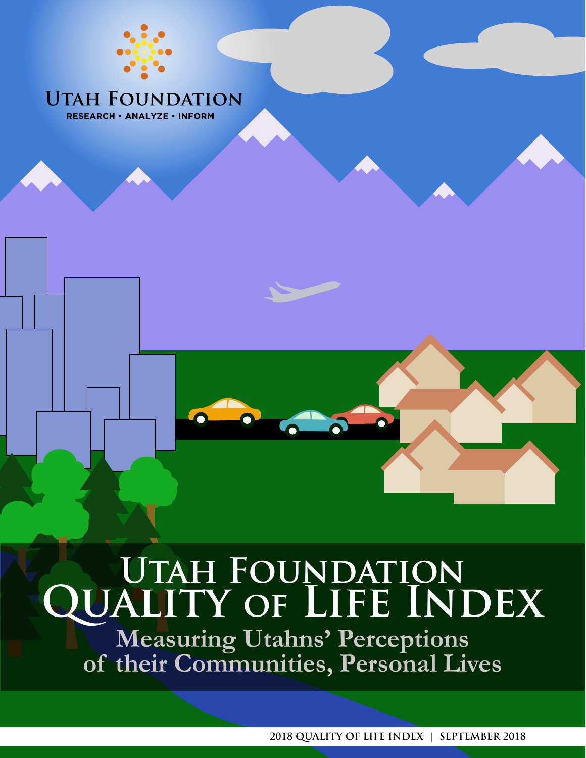UTAH FOUNDATION

RESEARCH • ANALYZE • INFORM

# UTAH FOUNDATION QUALITY OF LIFE INDEX

## Measuring Utahns' Perceptions of their Communities, Personal Lives

2018 QUALITY OF LIFE INDEX | SEPTEMBER 2018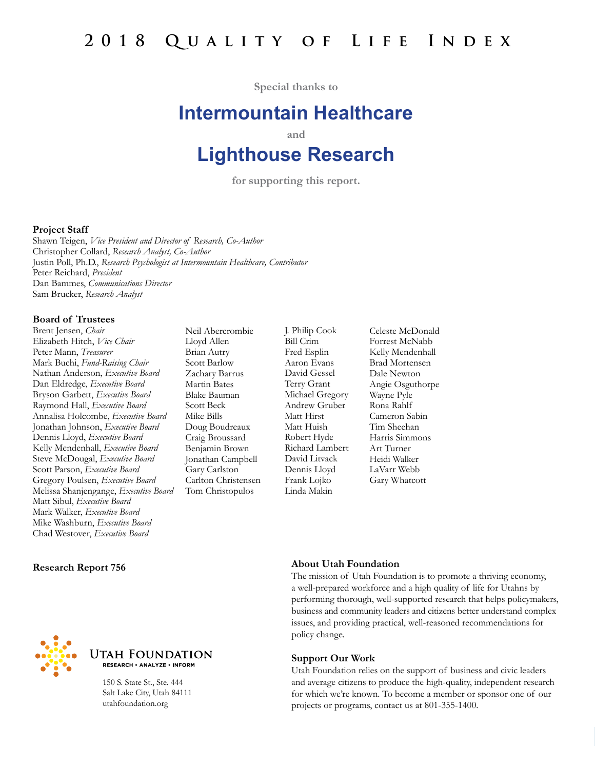# 2018 Quality of Life Index

Special thanks to

## Intermountain Healthcare

and

## Lighthouse Research

for supporting this report.

**Project Staff**

Shawn Teigen, *Vice President and Director of Research, Co-Author*
Christopher Collard, *Research Analyst, Co-Author*
Justin Poll, Ph.D., *Research Psychologist at Intermountain Healthcare, Contributor*
Peter Reichard, *President*
Dan Bammes, *Communications Director*
Sam Brucker, *Research Analyst*

**Board of Trustees**

Brent Jensen, *Chair*
Elizabeth Hitch, *Vice Chair*
Peter Mann, *Treasurer*
Mark Buchi, *Fund-Raising Chair*
Nathan Anderson, *Executive Board*
Dan Eldredge, *Executive Board*
Bryson Garbett, *Executive Board*
Raymond Hall, *Executive Board*
Annalisa Holcombe, *Executive Board*
Jonathan Johnson, *Executive Board*
Dennis Lloyd, *Executive Board*
Kelly Mendenhall, *Executive Board*
Steve McDougal, *Executive Board*
Scott Parson, *Executive Board*
Gregory Poulsen, *Executive Board*
Melissa Shanjengange, *Executive Board*
Matt Sibul, *Executive Board*
Mark Walker, *Executive Board*
Mike Washburn, *Executive Board*
Chad Westover, *Executive Board*

Neil Abercrombie
Lloyd Allen
Brian Autry
Scott Barlow
Zachary Barrus
Martin Bates
Blake Bauman
Scott Beck
Mike Bills
Doug Boudreaux
Craig Broussard
Benjamin Brown
Jonathan Campbell
Gary Carlston
Carlton Christensen
Tom Christopulos

J. Philip Cook
Bill Crim
Fred Esplin
Aaron Evans
David Gessel
Terry Grant
Michael Gregory
Andrew Gruber
Matt Hirst
Matt Huish
Robert Hyde
Richard Lambert
David Litvack
Dennis Lloyd
Frank Lojko
Linda Makin

Celeste McDonald
Forrest McNabb
Kelly Mendenhall
Brad Mortensen
Dale Newton
Angie Osguthorpe
Wayne Pyle
Rona Rahlf
Cameron Sabin
Tim Sheehan
Harris Simmons
Art Turner
Heidi Walker
LaVarr Webb
Gary Whatcott

**Research Report 756**

UTAH FOUNDATION
RESEARCH • ANALYZE • INFORM

150 S. State St., Ste. 444
Salt Lake City, Utah 84111
utahfoundation.org

**About Utah Foundation**

The mission of Utah Foundation is to promote a thriving economy, a well-prepared workforce and a high quality of life for Utahns by performing thorough, well-supported research that helps policymakers, business and community leaders and citizens better understand complex issues, and providing practical, well-reasoned recommendations for policy change.

**Support Our Work**

Utah Foundation relies on the support of business and civic leaders and average citizens to produce the high-quality, independent research for which we're known. To become a member or sponsor one of our projects or programs, contact us at 801-355-1400.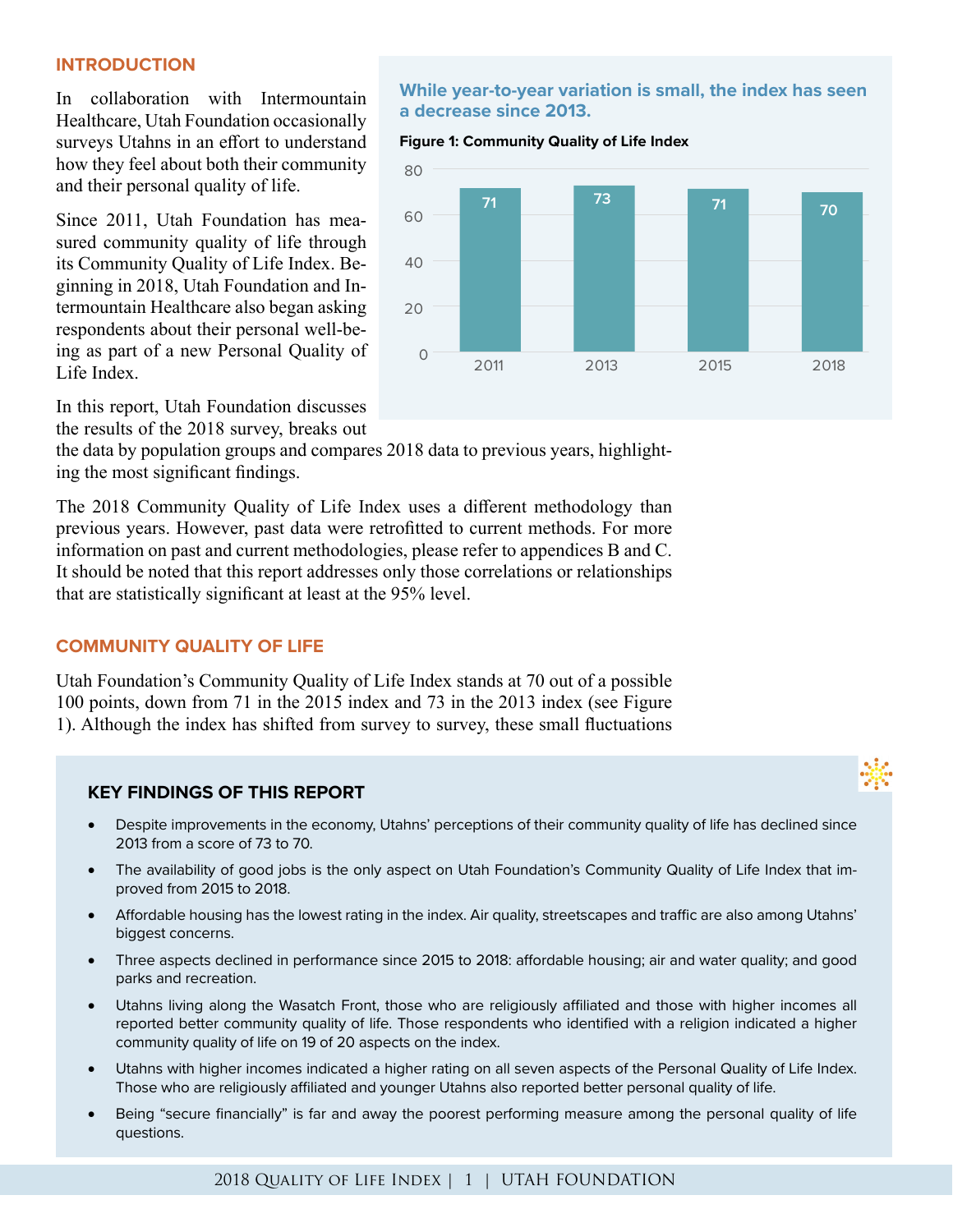## INTRODUCTION

In collaboration with Intermountain Healthcare, Utah Foundation occasionally surveys Utahns in an effort to understand how they feel about both their community and their personal quality of life.

Since 2011, Utah Foundation has measured community quality of life through its Community Quality of Life Index. Beginning in 2018, Utah Foundation and Intermountain Healthcare also began asking respondents about their personal well-being as part of a new Personal Quality of Life Index.

In this report, Utah Foundation discusses the results of the 2018 survey, breaks out the data by population groups and compares 2018 data to previous years, highlighting the most significant findings.

The 2018 Community Quality of Life Index uses a different methodology than previous years. However, past data were retrofitted to current methods. For more information on past and current methodologies, please refer to appendices B and C. It should be noted that this report addresses only those correlations or relationships that are statistically significant at least at the 95% level.

**While year-to-year variation is small, the index has seen a decrease since 2013.**

**Figure 1: Community Quality of Life Index**

| Year | Index |
|---|---|
| 2011 | 71 |
| 2013 | 73 |
| 2015 | 71 |
| 2018 | 70 |

## COMMUNITY QUALITY OF LIFE

Utah Foundation's Community Quality of Life Index stands at 70 out of a possible 100 points, down from 71 in the 2015 index and 73 in the 2013 index (see Figure 1). Although the index has shifted from survey to survey, these small fluctuations

### KEY FINDINGS OF THIS REPORT

- Despite improvements in the economy, Utahns' perceptions of their community quality of life has declined since 2013 from a score of 73 to 70.
- The availability of good jobs is the only aspect on Utah Foundation's Community Quality of Life Index that improved from 2015 to 2018.
- Affordable housing has the lowest rating in the index. Air quality, streetscapes and traffic are also among Utahns' biggest concerns.
- Three aspects declined in performance since 2015 to 2018: affordable housing; air and water quality; and good parks and recreation.
- Utahns living along the Wasatch Front, those who are religiously affiliated and those with higher incomes all reported better community quality of life. Those respondents who identified with a religion indicated a higher community quality of life on 19 of 20 aspects on the index.
- Utahns with higher incomes indicated a higher rating on all seven aspects of the Personal Quality of Life Index. Those who are religiously affiliated and younger Utahns also reported better personal quality of life.
- Being "secure financially" is far and away the poorest performing measure among the personal quality of life questions.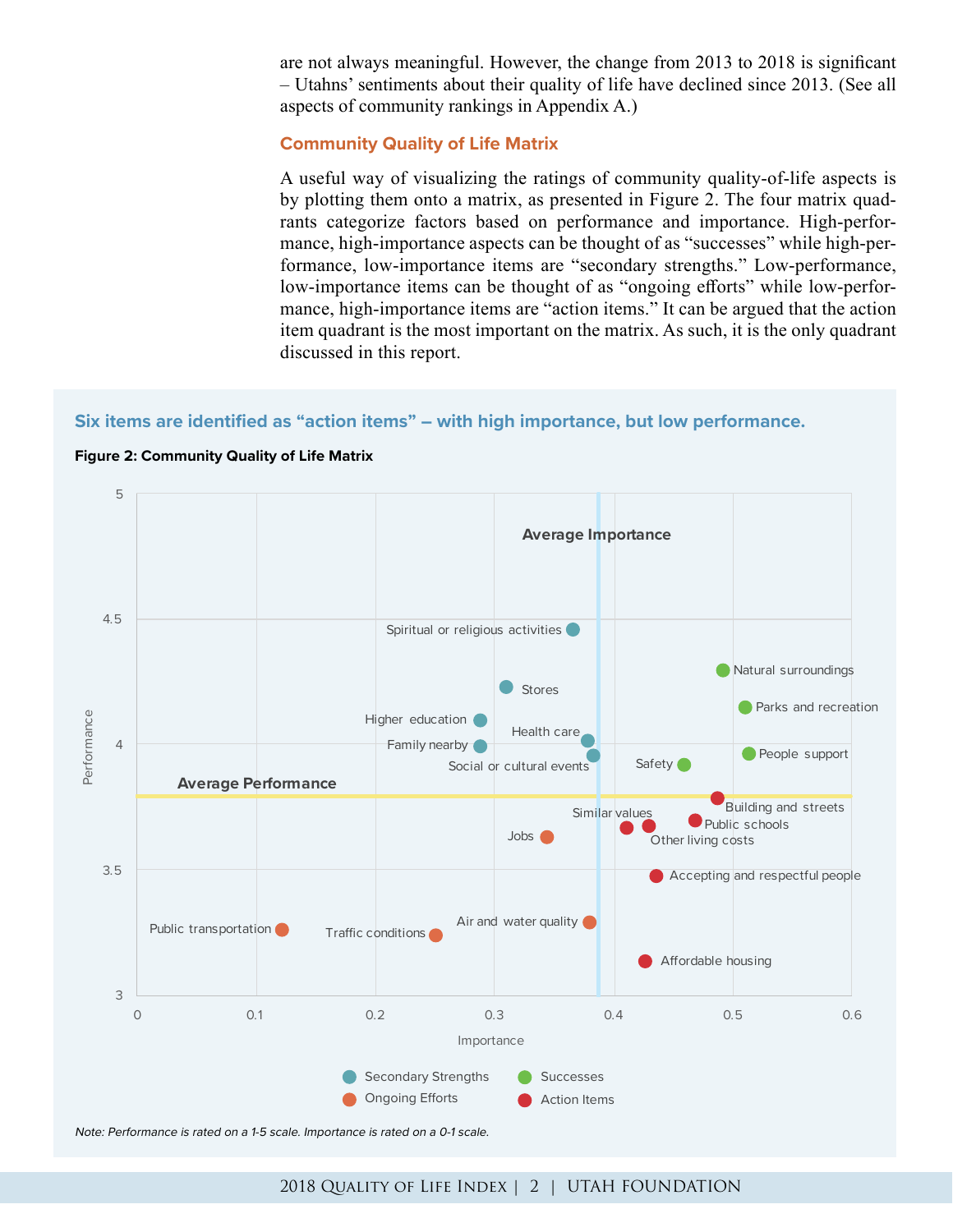are not always meaningful. However, the change from 2013 to 2018 is significant – Utahns' sentiments about their quality of life have declined since 2013. (See all aspects of community rankings in Appendix A.)

### Community Quality of Life Matrix

A useful way of visualizing the ratings of community quality-of-life aspects is by plotting them onto a matrix, as presented in Figure 2. The four matrix quadrants categorize factors based on performance and importance. High-performance, high-importance aspects can be thought of as "successes" while high-performance, low-importance items are "secondary strengths." Low-performance, low-importance items can be thought of as "ongoing efforts" while low-performance, high-importance items are "action items." It can be argued that the action item quadrant is the most important on the matrix. As such, it is the only quadrant discussed in this report.

**Six items are identified as "action items" – with high importance, but low performance.**

**Figure 2: Community Quality of Life Matrix**

*Note: Performance is rated on a 1-5 scale. Importance is rated on a 0-1 scale.*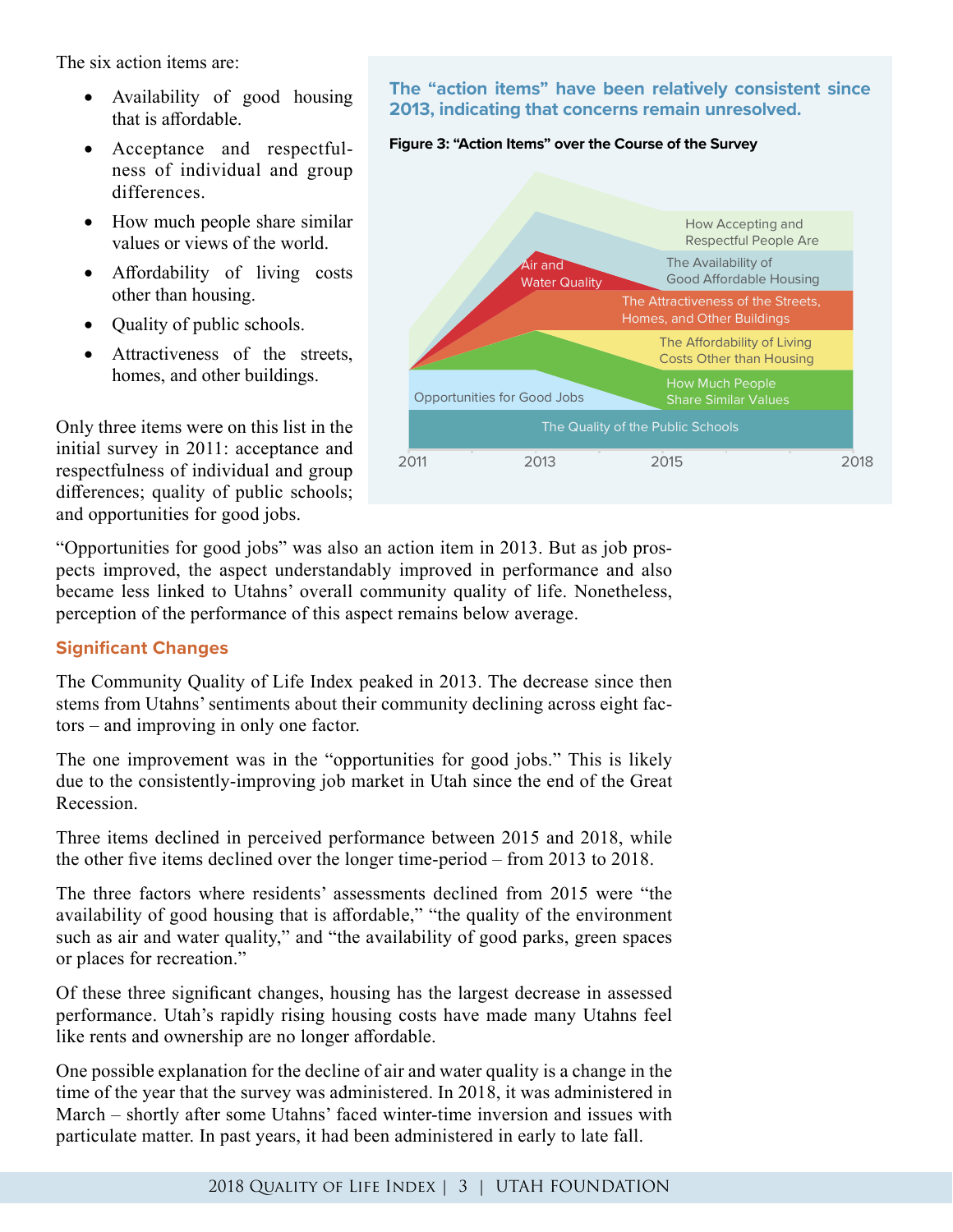The six action items are:

- Availability of good housing that is affordable.
- Acceptance and respectfulness of individual and group differences.
- How much people share similar values or views of the world.
- Affordability of living costs other than housing.
- Quality of public schools.
- Attractiveness of the streets, homes, and other buildings.

Only three items were on this list in the initial survey in 2011: acceptance and respectfulness of individual and group differences; quality of public schools; and opportunities for good jobs.

**The "action items" have been relatively consistent since 2013, indicating that concerns remain unresolved.**

**Figure 3: "Action Items" over the Course of the Survey**

How Accepting and Respectful People Are

The Availability of Good Affordable Housing

Air and Water Quality

The Attractiveness of the Streets, Homes, and Other Buildings

The Affordability of Living Costs Other than Housing

How Much People Share Similar Values

Opportunities for Good Jobs

The Quality of the Public Schools

2011 2013 2015 2018

"Opportunities for good jobs" was also an action item in 2013. But as job prospects improved, the aspect understandably improved in performance and also became less linked to Utahns' overall community quality of life. Nonetheless, perception of the performance of this aspect remains below average.

## Significant Changes

The Community Quality of Life Index peaked in 2013. The decrease since then stems from Utahns' sentiments about their community declining across eight factors – and improving in only one factor.

The one improvement was in the "opportunities for good jobs." This is likely due to the consistently-improving job market in Utah since the end of the Great Recession.

Three items declined in perceived performance between 2015 and 2018, while the other five items declined over the longer time-period – from 2013 to 2018.

The three factors where residents' assessments declined from 2015 were "the availability of good housing that is affordable," "the quality of the environment such as air and water quality," and "the availability of good parks, green spaces or places for recreation."

Of these three significant changes, housing has the largest decrease in assessed performance. Utah's rapidly rising housing costs have made many Utahns feel like rents and ownership are no longer affordable.

One possible explanation for the decline of air and water quality is a change in the time of the year that the survey was administered. In 2018, it was administered in March – shortly after some Utahns' faced winter-time inversion and issues with particulate matter. In past years, it had been administered in early to late fall.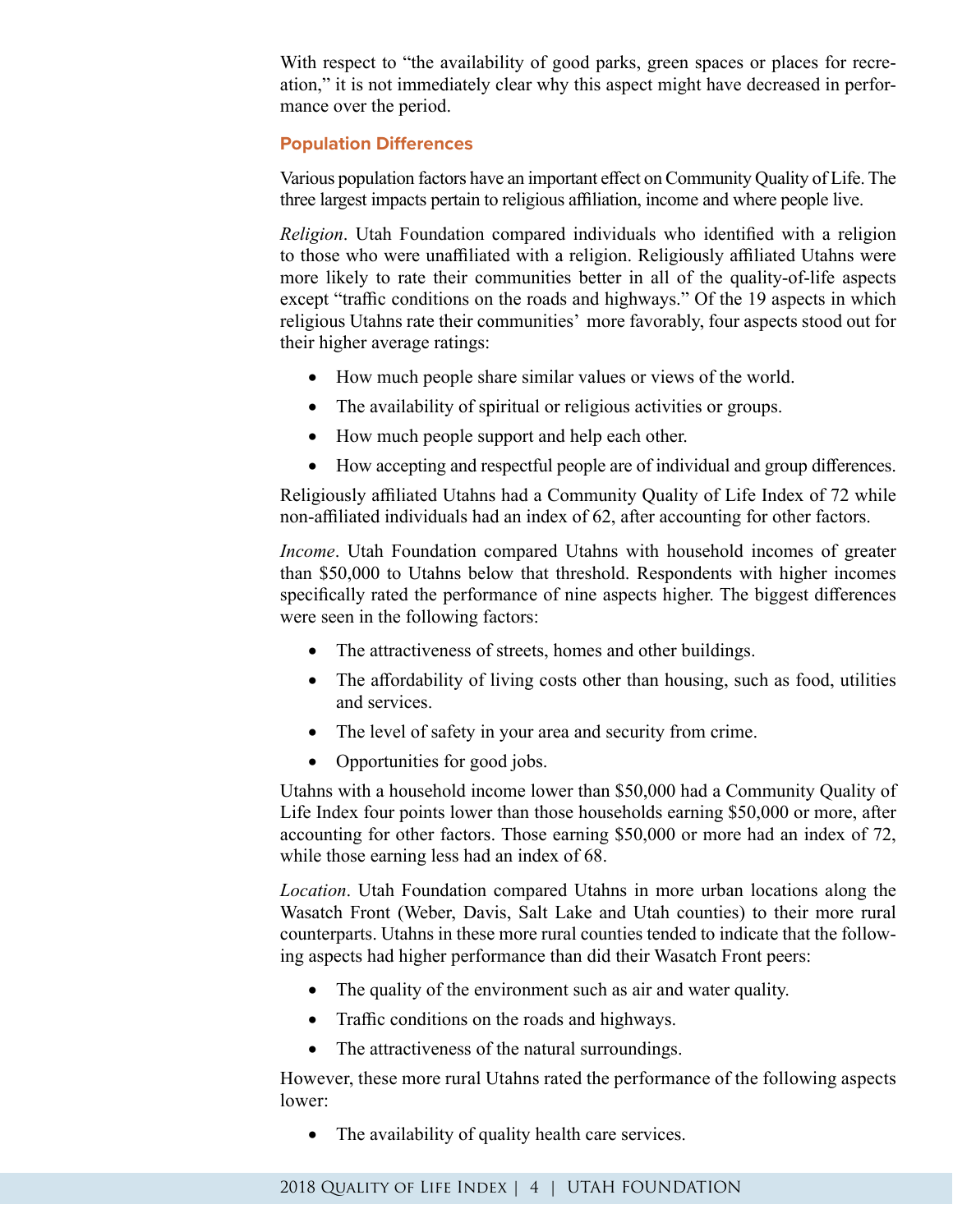With respect to "the availability of good parks, green spaces or places for recreation," it is not immediately clear why this aspect might have decreased in performance over the period.

### Population Differences

Various population factors have an important effect on Community Quality of Life. The three largest impacts pertain to religious affiliation, income and where people live.

*Religion*. Utah Foundation compared individuals who identified with a religion to those who were unaffiliated with a religion. Religiously affiliated Utahns were more likely to rate their communities better in all of the quality-of-life aspects except "traffic conditions on the roads and highways." Of the 19 aspects in which religious Utahns rate their communities' more favorably, four aspects stood out for their higher average ratings:

- How much people share similar values or views of the world.
- The availability of spiritual or religious activities or groups.
- How much people support and help each other.
- How accepting and respectful people are of individual and group differences.

Religiously affiliated Utahns had a Community Quality of Life Index of 72 while non-affiliated individuals had an index of 62, after accounting for other factors.

*Income*. Utah Foundation compared Utahns with household incomes of greater than $50,000 to Utahns below that threshold. Respondents with higher incomes specifically rated the performance of nine aspects higher. The biggest differences were seen in the following factors:

- The attractiveness of streets, homes and other buildings.
- The affordability of living costs other than housing, such as food, utilities and services.
- The level of safety in your area and security from crime.
- Opportunities for good jobs.

Utahns with a household income lower than $50,000 had a Community Quality of Life Index four points lower than those households earning $50,000 or more, after accounting for other factors. Those earning $50,000 or more had an index of 72, while those earning less had an index of 68.

*Location*. Utah Foundation compared Utahns in more urban locations along the Wasatch Front (Weber, Davis, Salt Lake and Utah counties) to their more rural counterparts. Utahns in these more rural counties tended to indicate that the following aspects had higher performance than did their Wasatch Front peers:

- The quality of the environment such as air and water quality.
- Traffic conditions on the roads and highways.
- The attractiveness of the natural surroundings.

However, these more rural Utahns rated the performance of the following aspects lower:

- The availability of quality health care services.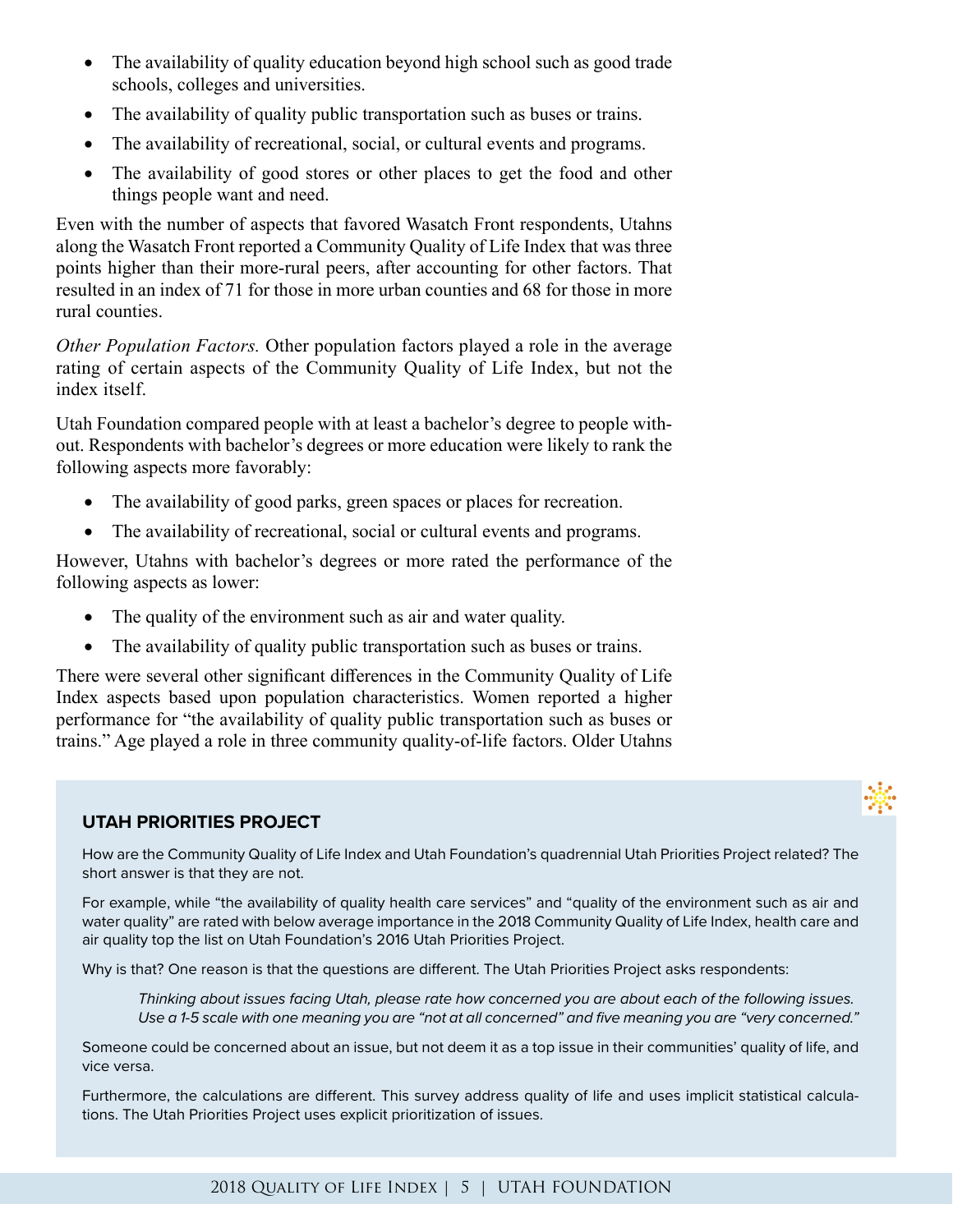- The availability of quality education beyond high school such as good trade schools, colleges and universities.
- The availability of quality public transportation such as buses or trains.
- The availability of recreational, social, or cultural events and programs.
- The availability of good stores or other places to get the food and other things people want and need.

Even with the number of aspects that favored Wasatch Front respondents, Utahns along the Wasatch Front reported a Community Quality of Life Index that was three points higher than their more-rural peers, after accounting for other factors. That resulted in an index of 71 for those in more urban counties and 68 for those in more rural counties.

*Other Population Factors.* Other population factors played a role in the average rating of certain aspects of the Community Quality of Life Index, but not the index itself.

Utah Foundation compared people with at least a bachelor's degree to people without. Respondents with bachelor's degrees or more education were likely to rank the following aspects more favorably:

- The availability of good parks, green spaces or places for recreation.
- The availability of recreational, social or cultural events and programs.

However, Utahns with bachelor's degrees or more rated the performance of the following aspects as lower:

- The quality of the environment such as air and water quality.
- The availability of quality public transportation such as buses or trains.

There were several other significant differences in the Community Quality of Life Index aspects based upon population characteristics. Women reported a higher performance for "the availability of quality public transportation such as buses or trains." Age played a role in three community quality-of-life factors. Older Utahns

## UTAH PRIORITIES PROJECT

How are the Community Quality of Life Index and Utah Foundation's quadrennial Utah Priorities Project related? The short answer is that they are not.

For example, while "the availability of quality health care services" and "quality of the environment such as air and water quality" are rated with below average importance in the 2018 Community Quality of Life Index, health care and air quality top the list on Utah Foundation's 2016 Utah Priorities Project.

Why is that? One reason is that the questions are different. The Utah Priorities Project asks respondents:

> *Thinking about issues facing Utah, please rate how concerned you are about each of the following issues. Use a 1-5 scale with one meaning you are "not at all concerned" and five meaning you are "very concerned."*

Someone could be concerned about an issue, but not deem it as a top issue in their communities' quality of life, and vice versa.

Furthermore, the calculations are different. This survey address quality of life and uses implicit statistical calculations. The Utah Priorities Project uses explicit prioritization of issues.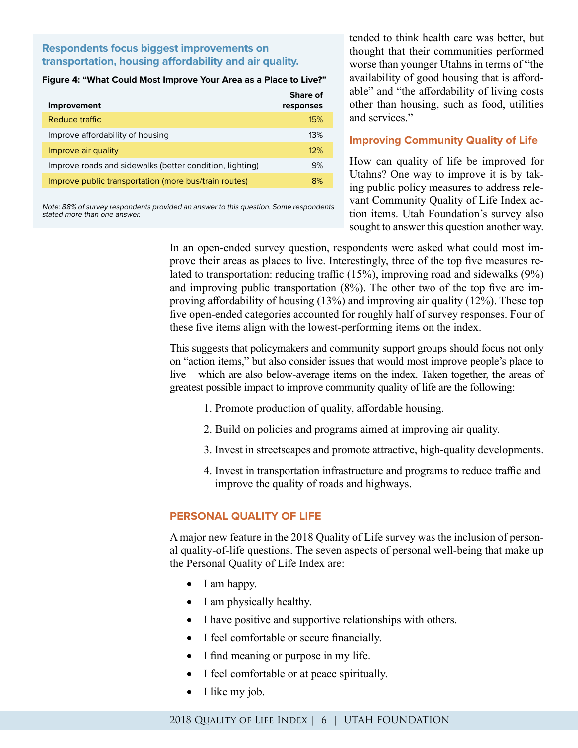**Respondents focus biggest improvements on transportation, housing affordability and air quality.**

**Figure 4: "What Could Most Improve Your Area as a Place to Live?"**

| Improvement | Share of responses |
|---|---|
| Reduce traffic | 15% |
| Improve affordability of housing | 13% |
| Improve air quality | 12% |
| Improve roads and sidewalks (better condition, lighting) | 9% |
| Improve public transportation (more bus/train routes) | 8% |

*Note: 88% of survey respondents provided an answer to this question. Some respondents stated more than one answer.*

tended to think health care was better, but thought that their communities performed worse than younger Utahns in terms of "the availability of good housing that is affordable" and "the affordability of living costs other than housing, such as food, utilities and services."

### Improving Community Quality of Life

How can quality of life be improved for Utahns? One way to improve it is by taking public policy measures to address relevant Community Quality of Life Index action items. Utah Foundation's survey also sought to answer this question another way.

In an open-ended survey question, respondents were asked what could most improve their areas as places to live. Interestingly, three of the top five measures related to transportation: reducing traffic (15%), improving road and sidewalks (9%) and improving public transportation (8%). The other two of the top five are improving affordability of housing (13%) and improving air quality (12%). These top five open-ended categories accounted for roughly half of survey responses. Four of these five items align with the lowest-performing items on the index.

This suggests that policymakers and community support groups should focus not only on "action items," but also consider issues that would most improve people's place to live – which are also below-average items on the index. Taken together, the areas of greatest possible impact to improve community quality of life are the following:

1. Promote production of quality, affordable housing.
2. Build on policies and programs aimed at improving air quality.
3. Invest in streetscapes and promote attractive, high-quality developments.
4. Invest in transportation infrastructure and programs to reduce traffic and improve the quality of roads and highways.

## PERSONAL QUALITY OF LIFE

A major new feature in the 2018 Quality of Life survey was the inclusion of personal quality-of-life questions. The seven aspects of personal well-being that make up the Personal Quality of Life Index are:

- I am happy.
- I am physically healthy.
- I have positive and supportive relationships with others.
- I feel comfortable or secure financially.
- I find meaning or purpose in my life.
- I feel comfortable or at peace spiritually.
- I like my job.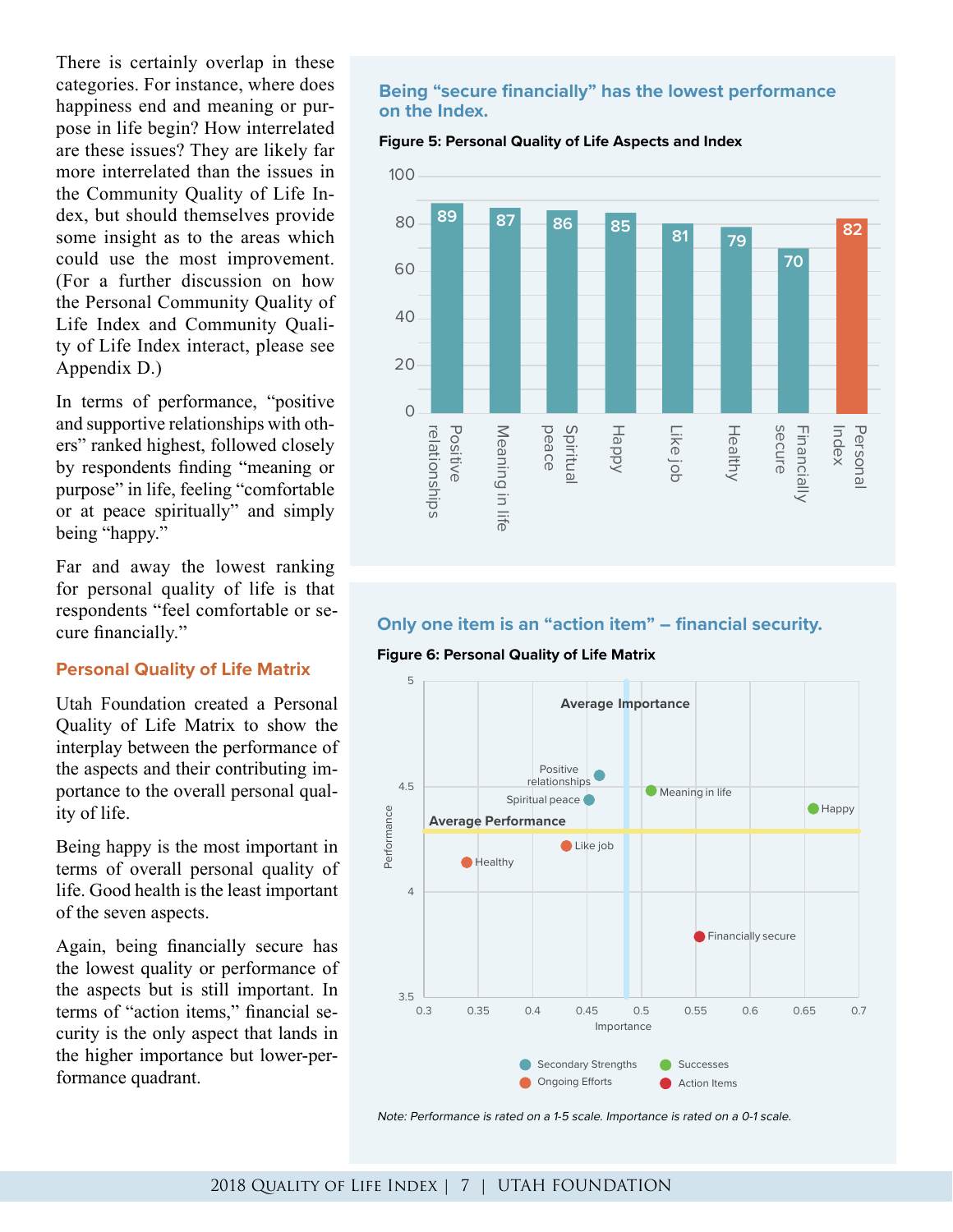There is certainly overlap in these categories. For instance, where does happiness end and meaning or purpose in life begin? How interrelated are these issues? They are likely far more interrelated than the issues in the Community Quality of Life Index, but should themselves provide some insight as to the areas which could use the most improvement. (For a further discussion on how the Personal Community Quality of Life Index and Community Quality of Life Index interact, please see Appendix D.)

In terms of performance, "positive and supportive relationships with others" ranked highest, followed closely by respondents finding "meaning or purpose" in life, feeling "comfortable or at peace spiritually" and simply being "happy."

Far and away the lowest ranking for personal quality of life is that respondents "feel comfortable or secure financially."

## Personal Quality of Life Matrix

Utah Foundation created a Personal Quality of Life Matrix to show the interplay between the performance of the aspects and their contributing importance to the overall personal quality of life.

Being happy is the most important in terms of overall personal quality of life. Good health is the least important of the seven aspects.

Again, being financially secure has the lowest quality or performance of the aspects but is still important. In terms of "action items," financial security is the only aspect that lands in the higher importance but lower-performance quadrant.

### Being "secure financially" has the lowest performance on the Index.

**Figure 5: Personal Quality of Life Aspects and Index**

| Aspect | Score |
|---|---|
| Positive relationships | 89 |
| Meaning in life | 87 |
| Spiritual peace | 86 |
| Happy | 85 |
| Like job | 81 |
| Healthy | 79 |
| Financially secure | 70 |
| Personal Index | 82 |

### Only one item is an "action item" – financial security.

**Figure 6: Personal Quality of Life Matrix**

| Aspect | Category |
|---|---|
| Positive relationships | Secondary Strengths |
| Spiritual peace | Secondary Strengths |
| Meaning in life | Successes |
| Happy | Successes |
| Like job | Ongoing Efforts |
| Healthy | Ongoing Efforts |
| Financially secure | Action Items |

*Note: Performance is rated on a 1-5 scale. Importance is rated on a 0-1 scale.*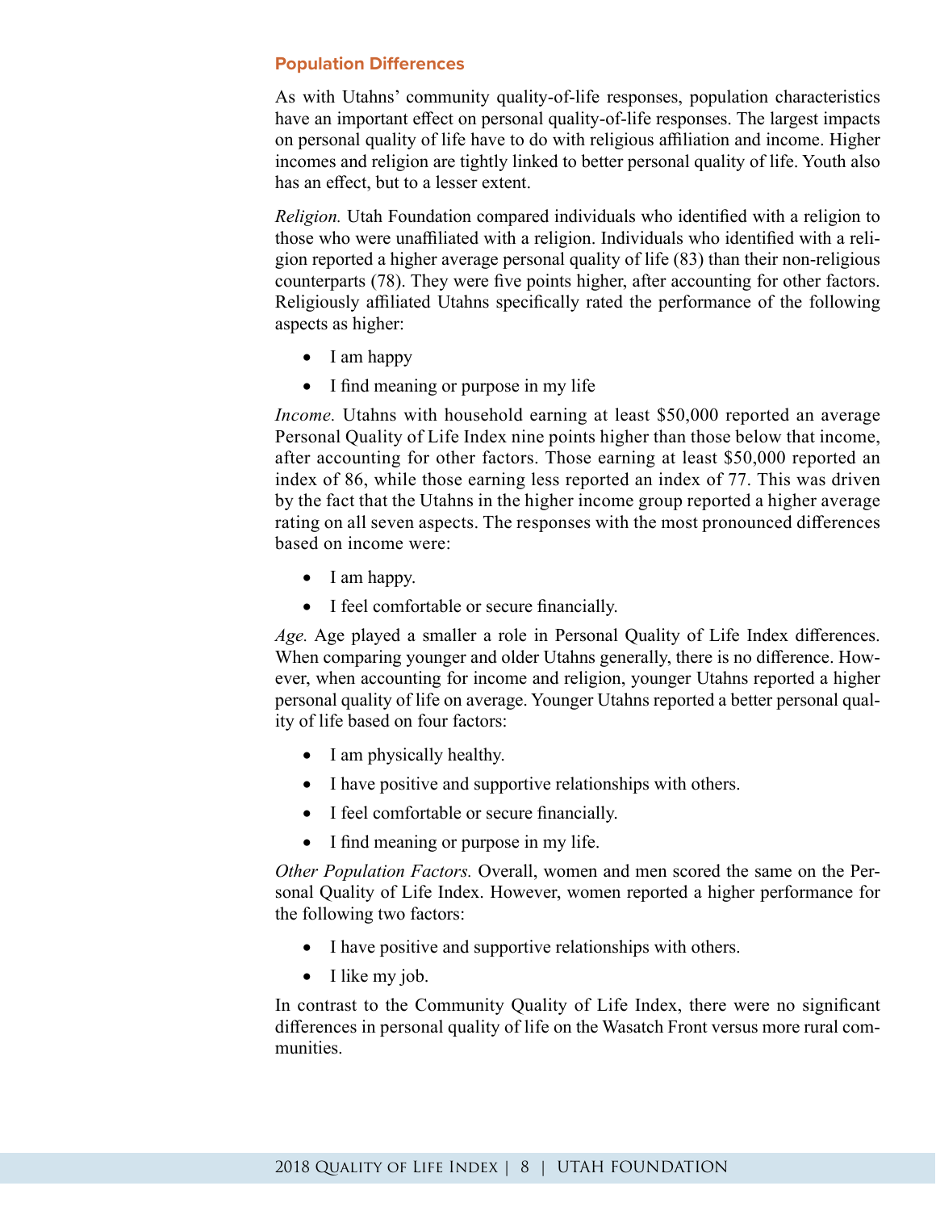### Population Differences

As with Utahns' community quality-of-life responses, population characteristics have an important effect on personal quality-of-life responses. The largest impacts on personal quality of life have to do with religious affiliation and income. Higher incomes and religion are tightly linked to better personal quality of life. Youth also has an effect, but to a lesser extent.

*Religion.* Utah Foundation compared individuals who identified with a religion to those who were unaffiliated with a religion. Individuals who identified with a religion reported a higher average personal quality of life (83) than their non-religious counterparts (78). They were five points higher, after accounting for other factors. Religiously affiliated Utahns specifically rated the performance of the following aspects as higher:

- I am happy
- I find meaning or purpose in my life

*Income.* Utahns with household earning at least $50,000 reported an average Personal Quality of Life Index nine points higher than those below that income, after accounting for other factors. Those earning at least $50,000 reported an index of 86, while those earning less reported an index of 77. This was driven by the fact that the Utahns in the higher income group reported a higher average rating on all seven aspects. The responses with the most pronounced differences based on income were:

- I am happy.
- I feel comfortable or secure financially.

*Age.* Age played a smaller a role in Personal Quality of Life Index differences. When comparing younger and older Utahns generally, there is no difference. However, when accounting for income and religion, younger Utahns reported a higher personal quality of life on average. Younger Utahns reported a better personal quality of life based on four factors:

- I am physically healthy.
- I have positive and supportive relationships with others.
- I feel comfortable or secure financially.
- I find meaning or purpose in my life.

*Other Population Factors.* Overall, women and men scored the same on the Personal Quality of Life Index. However, women reported a higher performance for the following two factors:

- I have positive and supportive relationships with others.
- I like my job.

In contrast to the Community Quality of Life Index, there were no significant differences in personal quality of life on the Wasatch Front versus more rural communities.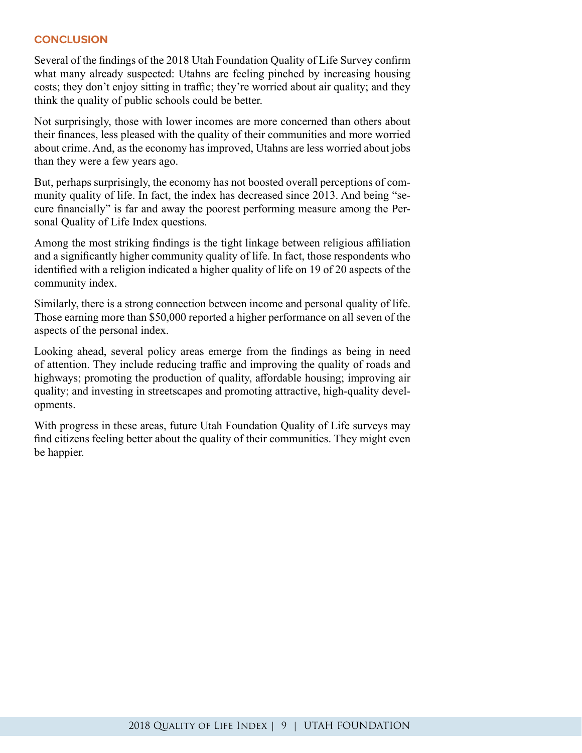## CONCLUSION

Several of the findings of the 2018 Utah Foundation Quality of Life Survey confirm what many already suspected: Utahns are feeling pinched by increasing housing costs; they don't enjoy sitting in traffic; they're worried about air quality; and they think the quality of public schools could be better.

Not surprisingly, those with lower incomes are more concerned than others about their finances, less pleased with the quality of their communities and more worried about crime. And, as the economy has improved, Utahns are less worried about jobs than they were a few years ago.

But, perhaps surprisingly, the economy has not boosted overall perceptions of community quality of life. In fact, the index has decreased since 2013. And being "secure financially" is far and away the poorest performing measure among the Personal Quality of Life Index questions.

Among the most striking findings is the tight linkage between religious affiliation and a significantly higher community quality of life. In fact, those respondents who identified with a religion indicated a higher quality of life on 19 of 20 aspects of the community index.

Similarly, there is a strong connection between income and personal quality of life. Those earning more than $50,000 reported a higher performance on all seven of the aspects of the personal index.

Looking ahead, several policy areas emerge from the findings as being in need of attention. They include reducing traffic and improving the quality of roads and highways; promoting the production of quality, affordable housing; improving air quality; and investing in streetscapes and promoting attractive, high-quality developments.

With progress in these areas, future Utah Foundation Quality of Life surveys may find citizens feeling better about the quality of their communities. They might even be happier.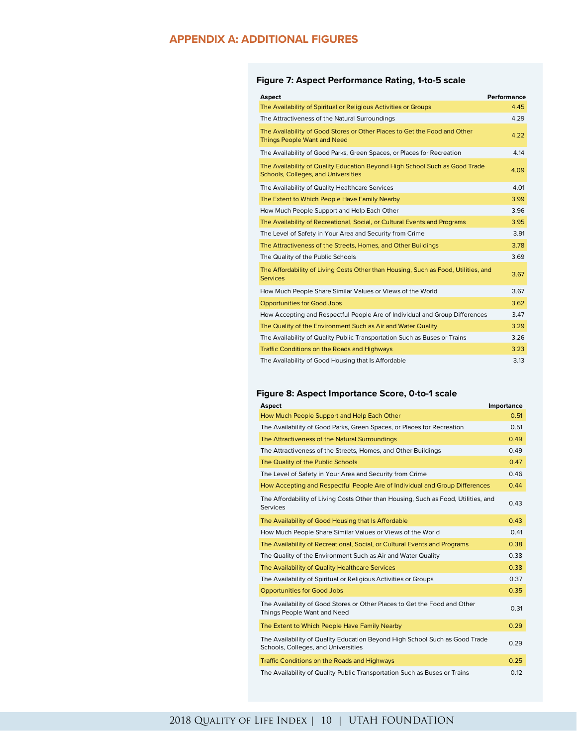## APPENDIX A: ADDITIONAL FIGURES

### Figure 7: Aspect Performance Rating, 1-to-5 scale

| Aspect | Performance |
|---|---|
| The Availability of Spiritual or Religious Activities or Groups | 4.45 |
| The Attractiveness of the Natural Surroundings | 4.29 |
| The Availability of Good Stores or Other Places to Get the Food and Other Things People Want and Need | 4.22 |
| The Availability of Good Parks, Green Spaces, or Places for Recreation | 4.14 |
| The Availability of Quality Education Beyond High School Such as Good Trade Schools, Colleges, and Universities | 4.09 |
| The Availability of Quality Healthcare Services | 4.01 |
| The Extent to Which People Have Family Nearby | 3.99 |
| How Much People Support and Help Each Other | 3.96 |
| The Availability of Recreational, Social, or Cultural Events and Programs | 3.95 |
| The Level of Safety in Your Area and Security from Crime | 3.91 |
| The Attractiveness of the Streets, Homes, and Other Buildings | 3.78 |
| The Quality of the Public Schools | 3.69 |
| The Affordability of Living Costs Other than Housing, Such as Food, Utilities, and Services | 3.67 |
| How Much People Share Similar Values or Views of the World | 3.67 |
| Opportunities for Good Jobs | 3.62 |
| How Accepting and Respectful People Are of Individual and Group Differences | 3.47 |
| The Quality of the Environment Such as Air and Water Quality | 3.29 |
| The Availability of Quality Public Transportation Such as Buses or Trains | 3.26 |
| Traffic Conditions on the Roads and Highways | 3.23 |
| The Availability of Good Housing that Is Affordable | 3.13 |

### Figure 8: Aspect Importance Score, 0-to-1 scale

| Aspect | Importance |
|---|---|
| How Much People Support and Help Each Other | 0.51 |
| The Availability of Good Parks, Green Spaces, or Places for Recreation | 0.51 |
| The Attractiveness of the Natural Surroundings | 0.49 |
| The Attractiveness of the Streets, Homes, and Other Buildings | 0.49 |
| The Quality of the Public Schools | 0.47 |
| The Level of Safety in Your Area and Security from Crime | 0.46 |
| How Accepting and Respectful People Are of Individual and Group Differences | 0.44 |
| The Affordability of Living Costs Other than Housing, Such as Food, Utilities, and Services | 0.43 |
| The Availability of Good Housing that Is Affordable | 0.43 |
| How Much People Share Similar Values or Views of the World | 0.41 |
| The Availability of Recreational, Social, or Cultural Events and Programs | 0.38 |
| The Quality of the Environment Such as Air and Water Quality | 0.38 |
| The Availability of Quality Healthcare Services | 0.38 |
| The Availability of Spiritual or Religious Activities or Groups | 0.37 |
| Opportunities for Good Jobs | 0.35 |
| The Availability of Good Stores or Other Places to Get the Food and Other Things People Want and Need | 0.31 |
| The Extent to Which People Have Family Nearby | 0.29 |
| The Availability of Quality Education Beyond High School Such as Good Trade Schools, Colleges, and Universities | 0.29 |
| Traffic Conditions on the Roads and Highways | 0.25 |
| The Availability of Quality Public Transportation Such as Buses or Trains | 0.12 |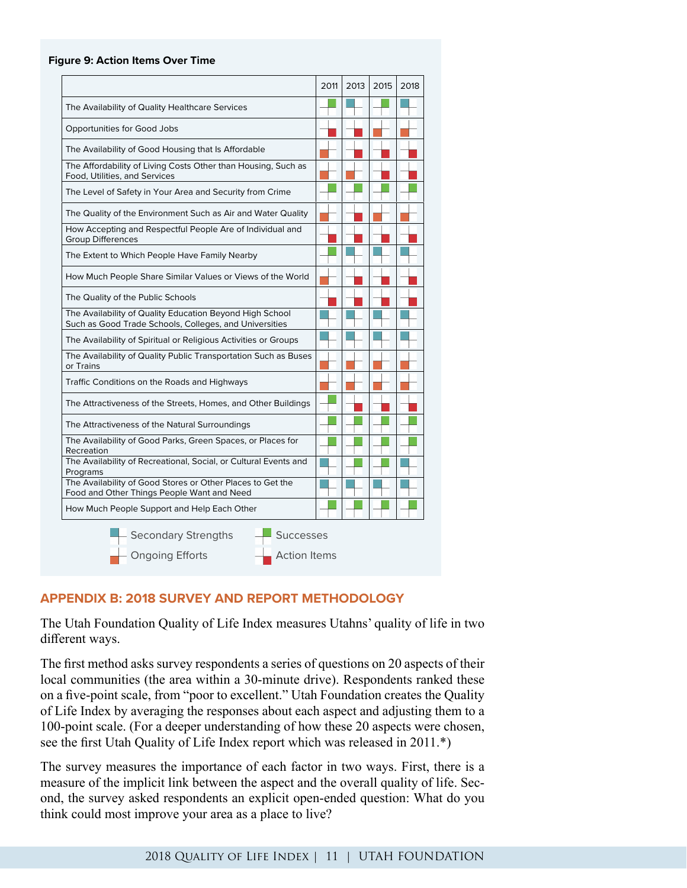**Figure 9: Action Items Over Time**

| | 2011 | 2013 | 2015 | 2018 |
|---|---|---|---|---|
| The Availability of Quality Healthcare Services | Successes | Secondary Strengths | Successes | Secondary Strengths |
| Opportunities for Good Jobs | Action Items | Action Items | Ongoing Efforts | Ongoing Efforts |
| The Availability of Good Housing that Is Affordable | Ongoing Efforts | Action Items | Action Items | Action Items |
| The Affordability of Living Costs Other than Housing, Such as Food, Utilities, and Services | Ongoing Efforts | Ongoing Efforts | Action Items | Action Items |
| The Level of Safety in Your Area and Security from Crime | Successes | Successes | Successes | Successes |
| The Quality of the Environment Such as Air and Water Quality | Ongoing Efforts | Action Items | Ongoing Efforts | Ongoing Efforts |
| How Accepting and Respectful People Are of Individual and Group Differences | Action Items | Action Items | Action Items | Action Items |
| The Extent to Which People Have Family Nearby | Successes | Secondary Strengths | Secondary Strengths | Secondary Strengths |
| How Much People Share Similar Values or Views of the World | Ongoing Efforts | Action Items | Action Items | Action Items |
| The Quality of the Public Schools | Action Items | Action Items | Action Items | Action Items |
| The Availability of Quality Education Beyond High School Such as Good Trade Schools, Colleges, and Universities | Secondary Strengths | Secondary Strengths | Secondary Strengths | Secondary Strengths |
| The Availability of Spiritual or Religious Activities or Groups | Secondary Strengths | Secondary Strengths | Secondary Strengths | Secondary Strengths |
| The Availability of Quality Public Transportation Such as Buses or Trains | Ongoing Efforts | Ongoing Efforts | Ongoing Efforts | Ongoing Efforts |
| Traffic Conditions on the Roads and Highways | Ongoing Efforts | Ongoing Efforts | Ongoing Efforts | Ongoing Efforts |
| The Attractiveness of the Streets, Homes, and Other Buildings | Successes | Action Items | Action Items | Action Items |
| The Attractiveness of the Natural Surroundings | Successes | Successes | Successes | Successes |
| The Availability of Good Parks, Green Spaces, or Places for Recreation | Successes | Successes | Successes | Successes |
| The Availability of Recreational, Social, or Cultural Events and Programs | Secondary Strengths | Successes | Successes | Secondary Strengths |
| The Availability of Good Stores or Other Places to Get the Food and Other Things People Want and Need | Secondary Strengths | Secondary Strengths | Secondary Strengths | Secondary Strengths |
| How Much People Support and Help Each Other | Successes | Successes | Successes | Successes |

Secondary Strengths  Successes  Ongoing Efforts  Action Items

## APPENDIX B: 2018 SURVEY AND REPORT METHODOLOGY

The Utah Foundation Quality of Life Index measures Utahns' quality of life in two different ways.

The first method asks survey respondents a series of questions on 20 aspects of their local communities (the area within a 30-minute drive). Respondents ranked these on a five-point scale, from "poor to excellent." Utah Foundation creates the Quality of Life Index by averaging the responses about each aspect and adjusting them to a 100-point scale. (For a deeper understanding of how these 20 aspects were chosen, see the first Utah Quality of Life Index report which was released in 2011.*)

The survey measures the importance of each factor in two ways. First, there is a measure of the implicit link between the aspect and the overall quality of life. Second, the survey asked respondents an explicit open-ended question: What do you think could most improve your area as a place to live?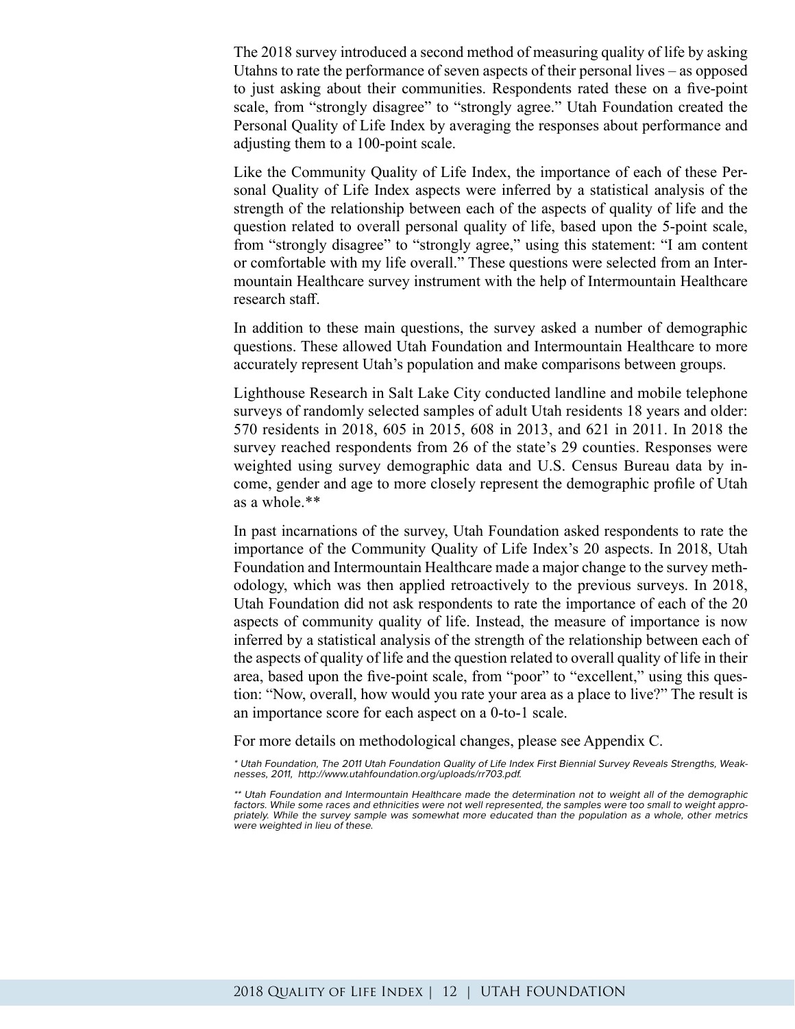The 2018 survey introduced a second method of measuring quality of life by asking Utahns to rate the performance of seven aspects of their personal lives – as opposed to just asking about their communities. Respondents rated these on a five-point scale, from "strongly disagree" to "strongly agree." Utah Foundation created the Personal Quality of Life Index by averaging the responses about performance and adjusting them to a 100-point scale.

Like the Community Quality of Life Index, the importance of each of these Personal Quality of Life Index aspects were inferred by a statistical analysis of the strength of the relationship between each of the aspects of quality of life and the question related to overall personal quality of life, based upon the 5-point scale, from "strongly disagree" to "strongly agree," using this statement: "I am content or comfortable with my life overall." These questions were selected from an Intermountain Healthcare survey instrument with the help of Intermountain Healthcare research staff.

In addition to these main questions, the survey asked a number of demographic questions. These allowed Utah Foundation and Intermountain Healthcare to more accurately represent Utah's population and make comparisons between groups.

Lighthouse Research in Salt Lake City conducted landline and mobile telephone surveys of randomly selected samples of adult Utah residents 18 years and older: 570 residents in 2018, 605 in 2015, 608 in 2013, and 621 in 2011. In 2018 the survey reached respondents from 26 of the state's 29 counties. Responses were weighted using survey demographic data and U.S. Census Bureau data by income, gender and age to more closely represent the demographic profile of Utah as a whole.**

In past incarnations of the survey, Utah Foundation asked respondents to rate the importance of the Community Quality of Life Index's 20 aspects. In 2018, Utah Foundation and Intermountain Healthcare made a major change to the survey methodology, which was then applied retroactively to the previous surveys. In 2018, Utah Foundation did not ask respondents to rate the importance of each of the 20 aspects of community quality of life. Instead, the measure of importance is now inferred by a statistical analysis of the strength of the relationship between each of the aspects of quality of life and the question related to overall quality of life in their area, based upon the five-point scale, from "poor" to "excellent," using this question: "Now, overall, how would you rate your area as a place to live?" The result is an importance score for each aspect on a 0-to-1 scale.

For more details on methodological changes, please see Appendix C.

*\* Utah Foundation, The 2011 Utah Foundation Quality of Life Index First Biennial Survey Reveals Strengths, Weaknesses, 2011, http://www.utahfoundation.org/uploads/rr703.pdf.*

*\*\* Utah Foundation and Intermountain Healthcare made the determination not to weight all of the demographic factors. While some races and ethnicities were not well represented, the samples were too small to weight appropriately. While the survey sample was somewhat more educated than the population as a whole, other metrics were weighted in lieu of these.*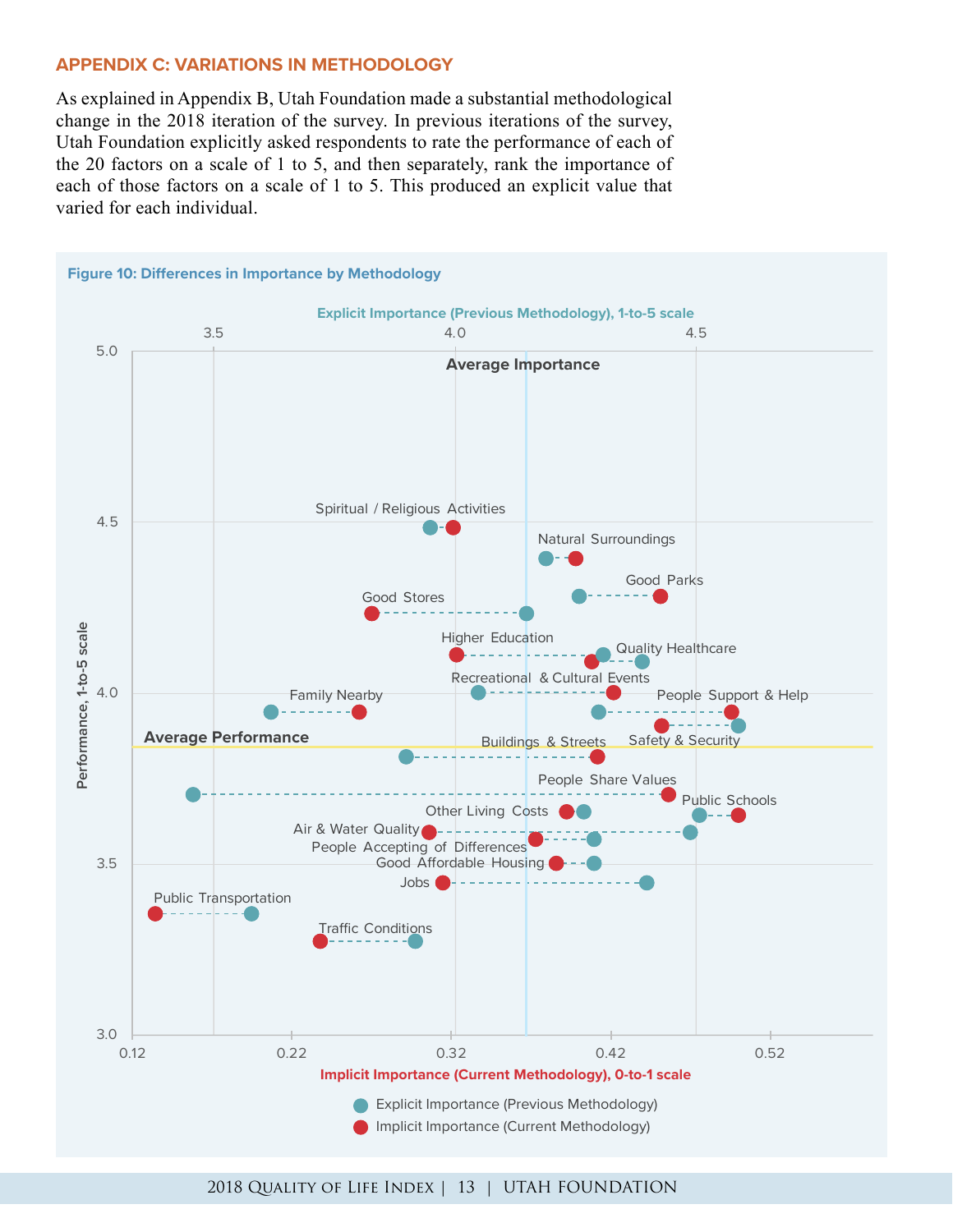## APPENDIX C: VARIATIONS IN METHODOLOGY

As explained in Appendix B, Utah Foundation made a substantial methodological change in the 2018 iteration of the survey. In previous iterations of the survey, Utah Foundation explicitly asked respondents to rate the performance of each of the 20 factors on a scale of 1 to 5, and then separately, rank the importance of each of those factors on a scale of 1 to 5. This produced an explicit value that varied for each individual.

**Figure 10: Differences in Importance by Methodology**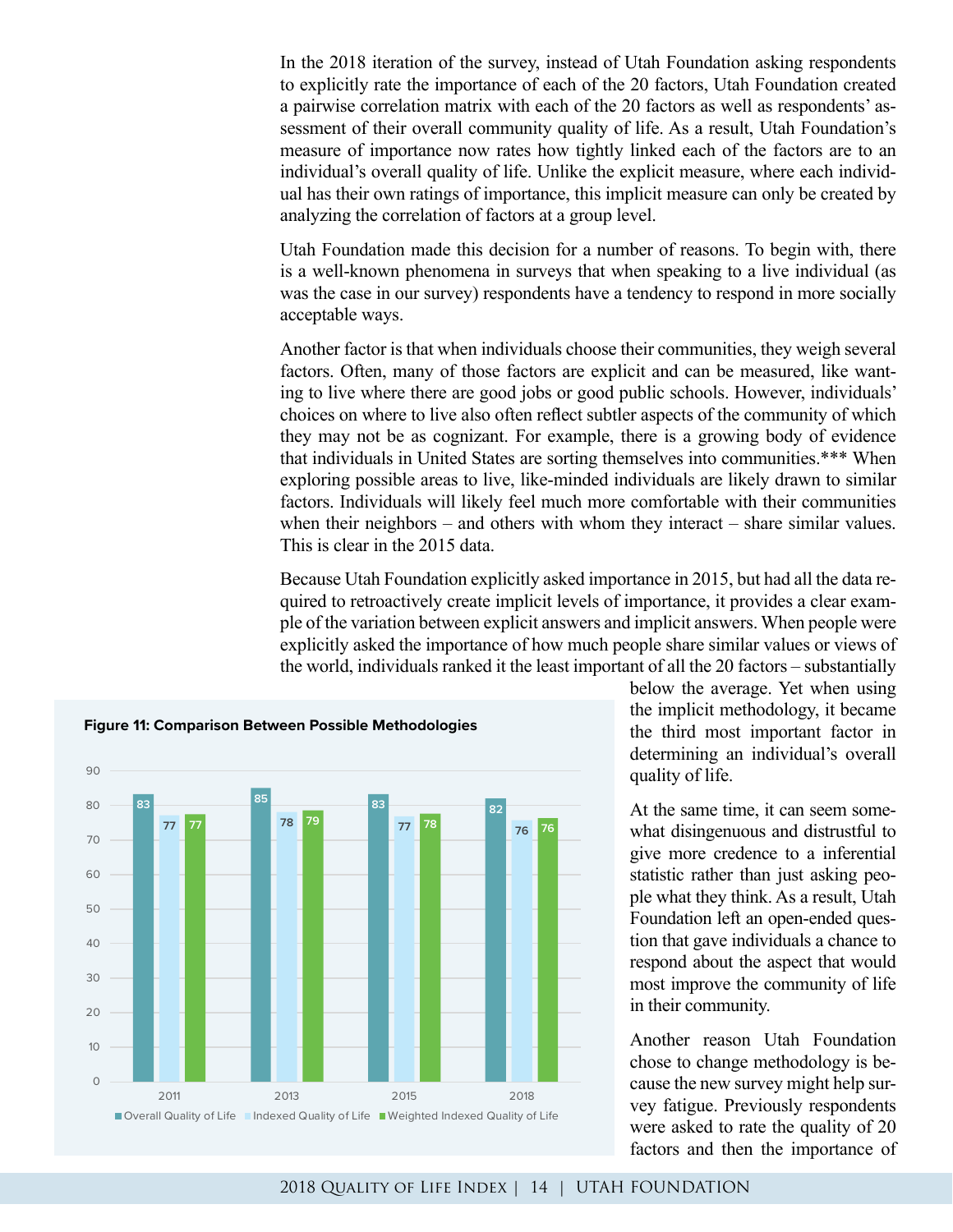In the 2018 iteration of the survey, instead of Utah Foundation asking respondents to explicitly rate the importance of each of the 20 factors, Utah Foundation created a pairwise correlation matrix with each of the 20 factors as well as respondents' assessment of their overall community quality of life. As a result, Utah Foundation's measure of importance now rates how tightly linked each of the factors are to an individual's overall quality of life. Unlike the explicit measure, where each individual has their own ratings of importance, this implicit measure can only be created by analyzing the correlation of factors at a group level.

Utah Foundation made this decision for a number of reasons. To begin with, there is a well-known phenomena in surveys that when speaking to a live individual (as was the case in our survey) respondents have a tendency to respond in more socially acceptable ways.

Another factor is that when individuals choose their communities, they weigh several factors. Often, many of those factors are explicit and can be measured, like wanting to live where there are good jobs or good public schools. However, individuals' choices on where to live also often reflect subtler aspects of the community of which they may not be as cognizant. For example, there is a growing body of evidence that individuals in United States are sorting themselves into communities.*** When exploring possible areas to live, like-minded individuals are likely drawn to similar factors. Individuals will likely feel much more comfortable with their communities when their neighbors – and others with whom they interact – share similar values. This is clear in the 2015 data.

Because Utah Foundation explicitly asked importance in 2015, but had all the data required to retroactively create implicit levels of importance, it provides a clear example of the variation between explicit answers and implicit answers. When people were explicitly asked the importance of how much people share similar values or views of the world, individuals ranked it the least important of all the 20 factors – substantially below the average. Yet when using the implicit methodology, it became the third most important factor in determining an individual's overall quality of life.

**Figure 11: Comparison Between Possible Methodologies**

| Year | Overall Quality of Life | Indexed Quality of Life | Weighted Indexed Quality of Life |
|---|---|---|---|
| 2011 | 83 | 77 | 77 |
| 2013 | 85 | 78 | 79 |
| 2015 | 83 | 77 | 78 |
| 2018 | 82 | 76 | 76 |

At the same time, it can seem somewhat disingenuous and distrustful to give more credence to a inferential statistic rather than just asking people what they think. As a result, Utah Foundation left an open-ended question that gave individuals a chance to respond about the aspect that would most improve the community of life in their community.

Another reason Utah Foundation chose to change methodology is because the new survey might help survey fatigue. Previously respondents were asked to rate the quality of 20 factors and then the importance of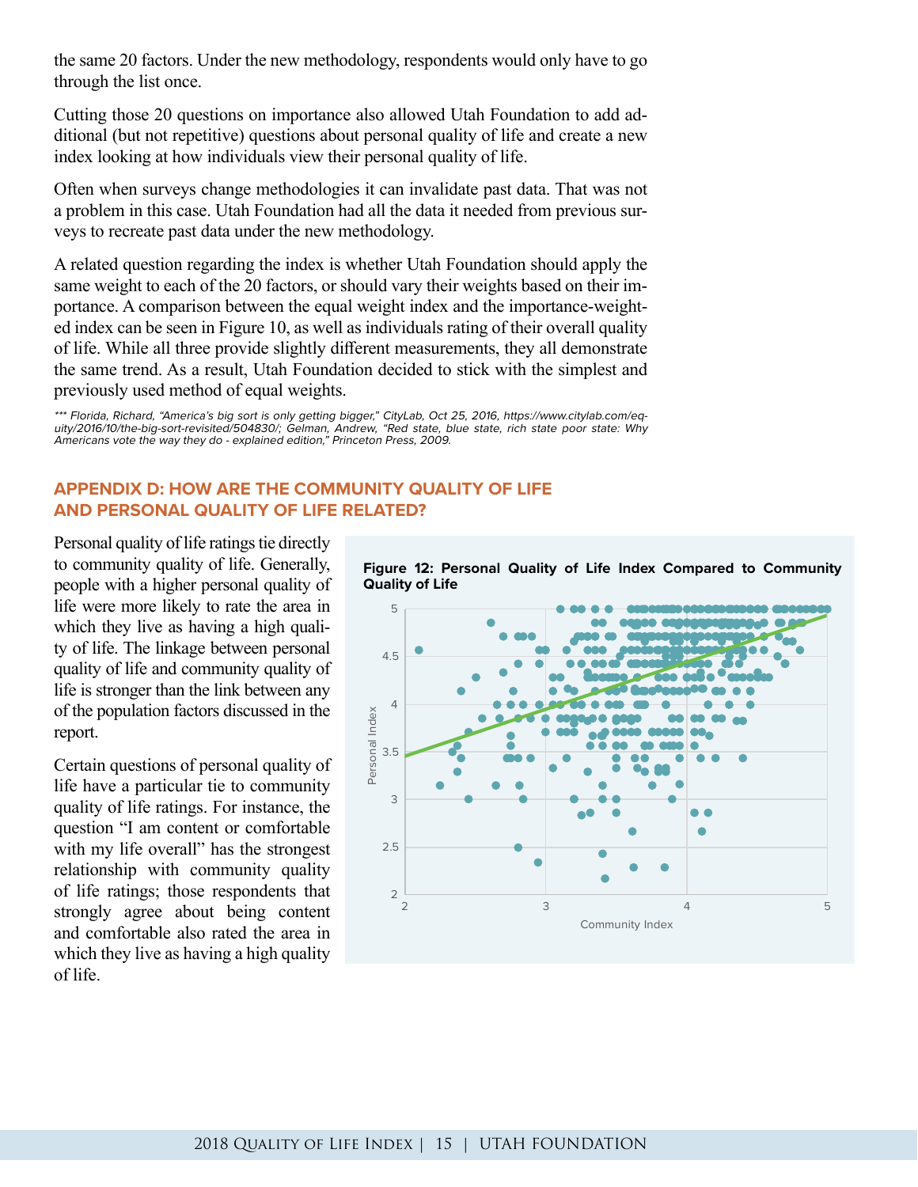the same 20 factors. Under the new methodology, respondents would only have to go through the list once.

Cutting those 20 questions on importance also allowed Utah Foundation to add additional (but not repetitive) questions about personal quality of life and create a new index looking at how individuals view their personal quality of life.

Often when surveys change methodologies it can invalidate past data. That was not a problem in this case. Utah Foundation had all the data it needed from previous surveys to recreate past data under the new methodology.

A related question regarding the index is whether Utah Foundation should apply the same weight to each of the 20 factors, or should vary their weights based on their importance. A comparison between the equal weight index and the importance-weighted index can be seen in Figure 10, as well as individuals rating of their overall quality of life. While all three provide slightly different measurements, they all demonstrate the same trend. As a result, Utah Foundation decided to stick with the simplest and previously used method of equal weights.

*\*\*\* Florida, Richard, "America's big sort is only getting bigger," CityLab, Oct 25, 2016, https://www.citylab.com/equity/2016/10/the-big-sort-revisited/504830/; Gelman, Andrew, "Red state, blue state, rich state poor state: Why Americans vote the way they do - explained edition," Princeton Press, 2009.*

## APPENDIX D: HOW ARE THE COMMUNITY QUALITY OF LIFE AND PERSONAL QUALITY OF LIFE RELATED?

Personal quality of life ratings tie directly to community quality of life. Generally, people with a higher personal quality of life were more likely to rate the area in which they live as having a high quality of life. The linkage between personal quality of life and community quality of life is stronger than the link between any of the population factors discussed in the report.

Certain questions of personal quality of life have a particular tie to community quality of life ratings. For instance, the question "I am content or comfortable with my life overall" has the strongest relationship with community quality of life ratings; those respondents that strongly agree about being content and comfortable also rated the area in which they live as having a high quality of life.

**Figure 12: Personal Quality of Life Index Compared to Community Quality of Life**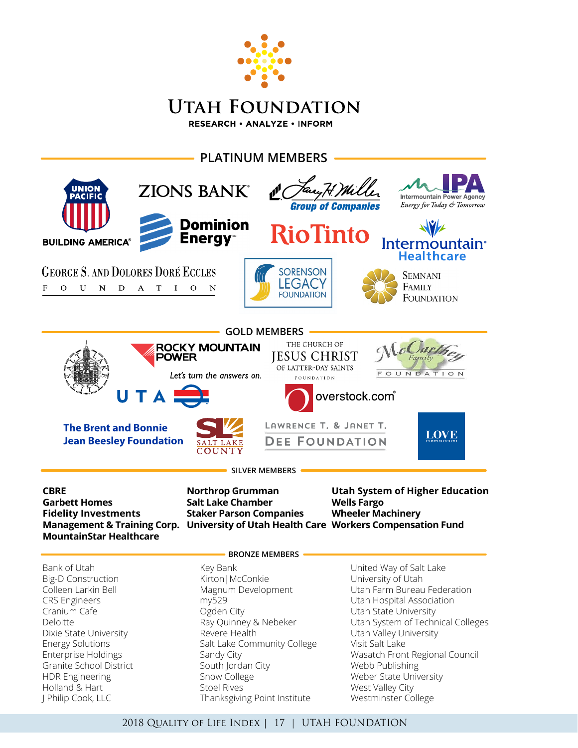# UTAH FOUNDATION

RESEARCH • ANALYZE • INFORM

## PLATINUM MEMBERS

Union Pacific — Building America
Zions Bank
Larry H. Miller Group of Companies
IPA — Intermountain Power Agency — Energy for Today & Tomorrow
Dominion Energy
Rio Tinto
Intermountain Healthcare
George S. and Dolores Doré Eccles Foundation
Sorenson Legacy Foundation
Semnani Family Foundation

## GOLD MEMBERS

Salt Lake City
Rocky Mountain Power — Let's turn the answers on.
The Church of Jesus Christ of Latter-day Saints Foundation
McCarthey Family Foundation
UTA
overstock.com
The Brent and Bonnie Jean Beesley Foundation
Salt Lake County
Lawrence T. & Janet T. Dee Foundation
Love Communications

## SILVER MEMBERS

**CBRE**
**Garbett Homes**
**Fidelity Investments**
**Management & Training Corp.**
**MountainStar Healthcare**
**Northrop Grumman**
**Salt Lake Chamber**
**Staker Parson Companies**
**University of Utah Health Care**
**Utah System of Higher Education**
**Wells Fargo**
**Wheeler Machinery**
**Workers Compensation Fund**

## BRONZE MEMBERS

Bank of Utah
Big-D Construction
Colleen Larkin Bell
CRS Engineers
Cranium Cafe
Deloitte
Dixie State University
Energy Solutions
Enterprise Holdings
Granite School District
HDR Engineering
Holland & Hart
J Philip Cook, LLC
Key Bank
Kirton|McConkie
Magnum Development
my529
Ogden City
Ray Quinney & Nebeker
Revere Health
Salt Lake Community College
Sandy City
South Jordan City
Snow College
Stoel Rives
Thanksgiving Point Institute
United Way of Salt Lake
University of Utah
Utah Farm Bureau Federation
Utah Hospital Association
Utah State University
Utah System of Technical Colleges
Utah Valley University
Visit Salt Lake
Wasatch Front Regional Council
Webb Publishing
Weber State University
West Valley City
Westminster College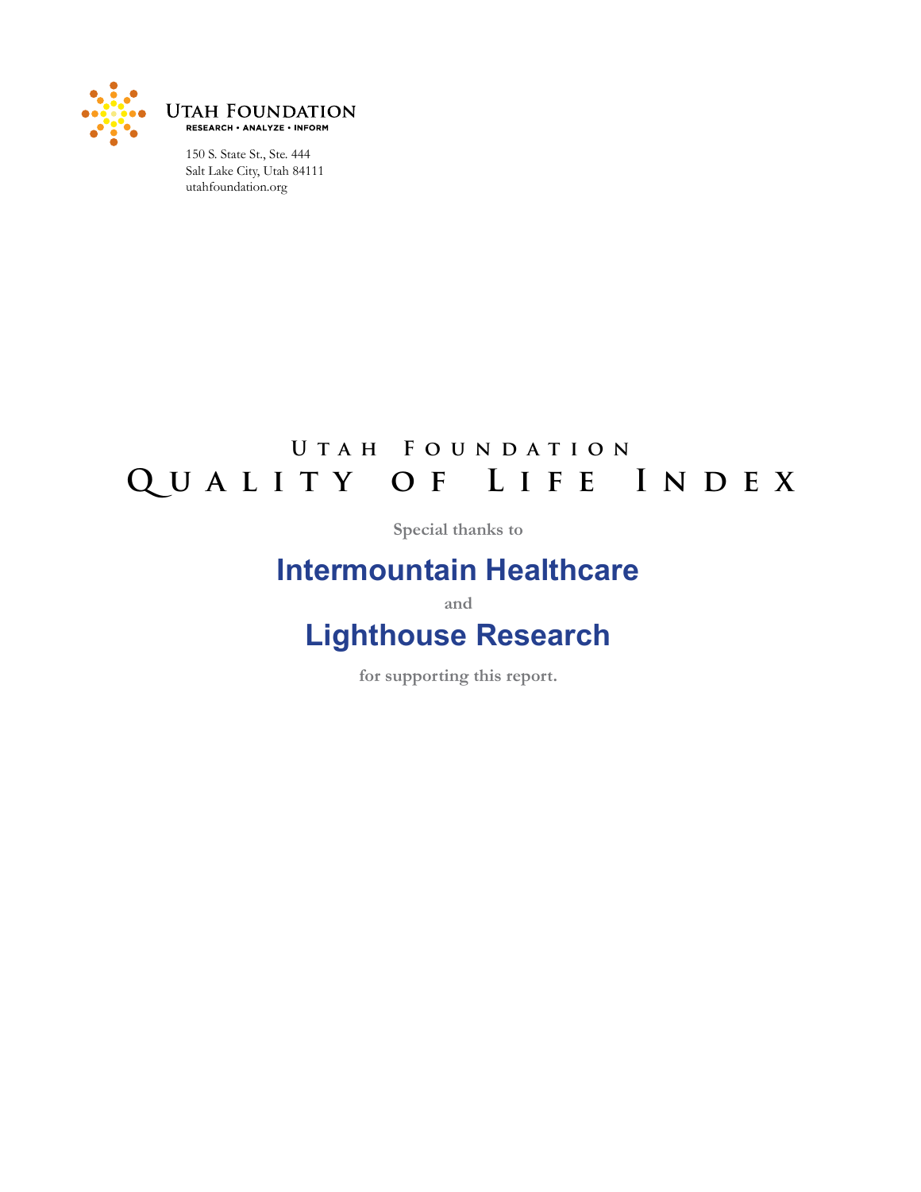UTAH FOUNDATION
RESEARCH • ANALYZE • INFORM

150 S. State St., Ste. 444
Salt Lake City, Utah 84111
utahfoundation.org

# Utah Foundation
# Quality of Life Index

Special thanks to

**Intermountain Healthcare**

and

**Lighthouse Research**

for supporting this report.